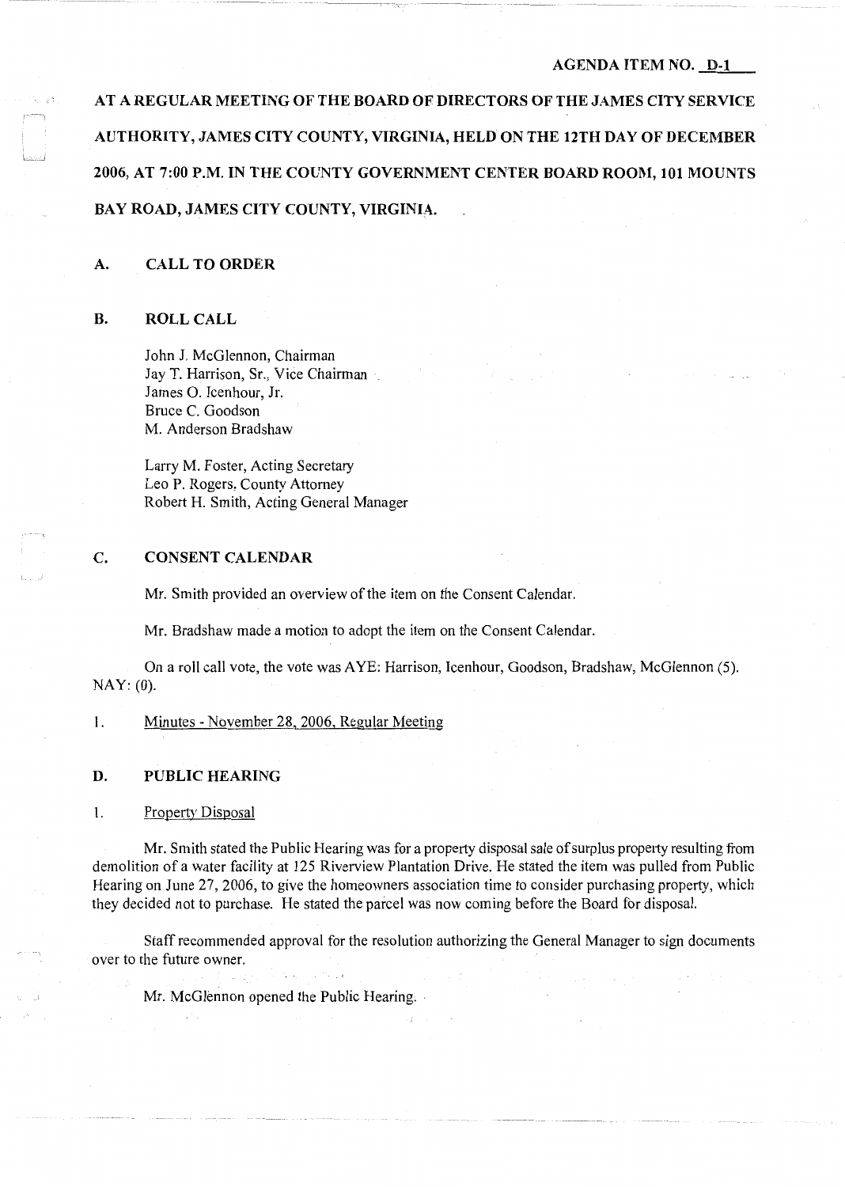AGENDA ITEM NO. D-1

**AT A REGULAR MEETING OF THE BOARD OF DIRECTORS OF THE JAMES CITY SERVICE AUTHORITY, JAMES CITY COUNTY, VIRGINIA, HELD ON THE 12TH DAY OF DECEMBER 2006, AT 7:00 P.M. IN THE COUNTY GOVERNMENT CENTER BOARD ROOM, 101 MOUNTS BAY ROAD, JAMES CITY COUNTY, VIRGINIA.**

## A. CALL TO ORDER

## B. ROLL CALL

John J. McGlennon, Chairman
Jay T. Harrison, Sr., Vice Chairman
James O. Icenhour, Jr.
Bruce C. Goodson
M. Anderson Bradshaw

Larry M. Foster, Acting Secretary
Leo P. Rogers, County Attorney
Robert H. Smith, Acting General Manager

## C. CONSENT CALENDAR

Mr. Smith provided an overview of the item on the Consent Calendar.

Mr. Bradshaw made a motion to adopt the item on the Consent Calendar.

On a roll call vote, the vote was AYE: Harrison, Icenhour, Goodson, Bradshaw, McGlennon (5). NAY: (0).

1. Minutes - November 28, 2006, Regular Meeting

## D. PUBLIC HEARING

1. Property Disposal

Mr. Smith stated the Public Hearing was for a property disposal sale of surplus property resulting from demolition of a water facility at 125 Riverview Plantation Drive. He stated the item was pulled from Public Hearing on June 27, 2006, to give the homeowners association time to consider purchasing property, which they decided not to purchase. He stated the parcel was now coming before the Board for disposal.

Staff recommended approval for the resolution authorizing the General Manager to sign documents over to the future owner.

Mr. McGlennon opened the Public Hearing.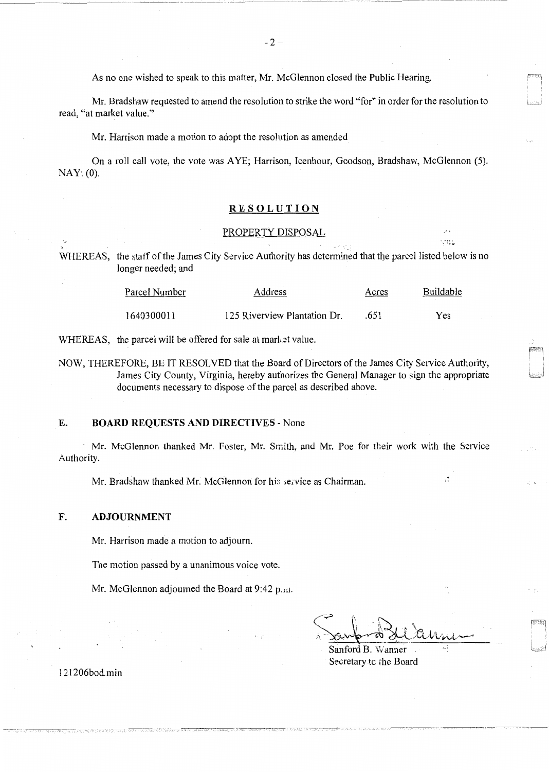As no one wished to speak to this matter, Mr. McGlennon closed the Public Hearing.

Mr. Bradshaw requested to amend the resolution to strike the word "for" in order for the resolution to read, "at market value."

Mr. Harrison made a motion to adopt the resolution as amended

On a roll call vote, the vote was AYE; Harrison, Icenhour, Goodson, Bradshaw, McGlennon (5). NAY: (0).

## RESOLUTION

### PROPERTY DISPOSAL

WHEREAS, the staff of the James City Service Authority has determined that the parcel listed below is no longer needed; and

| Parcel Number | Address | Acres | Buildable |
|---|---|---|---|
| 1640300011 | 125 Riverview Plantation Dr. | .651 | Yes |

WHEREAS, the parcel will be offered for sale at market value.

NOW, THEREFORE, BE IT RESOLVED that the Board of Directors of the James City Service Authority, James City County, Virginia, hereby authorizes the General Manager to sign the appropriate documents necessary to dispose of the parcel as described above.

## E. BOARD REQUESTS AND DIRECTIVES - None

Mr. McGlennon thanked Mr. Foster, Mr. Smith, and Mr. Poe for their work with the Service Authority.

Mr. Bradshaw thanked Mr. McGlennon for his service as Chairman.

## F. ADJOURNMENT

Mr. Harrison made a motion to adjourn.

The motion passed by a unanimous voice vote.

Mr. McGlennon adjourned the Board at 9:42 p.m.

Sanford B. Wanner
Secretary to the Board

121206bod.min